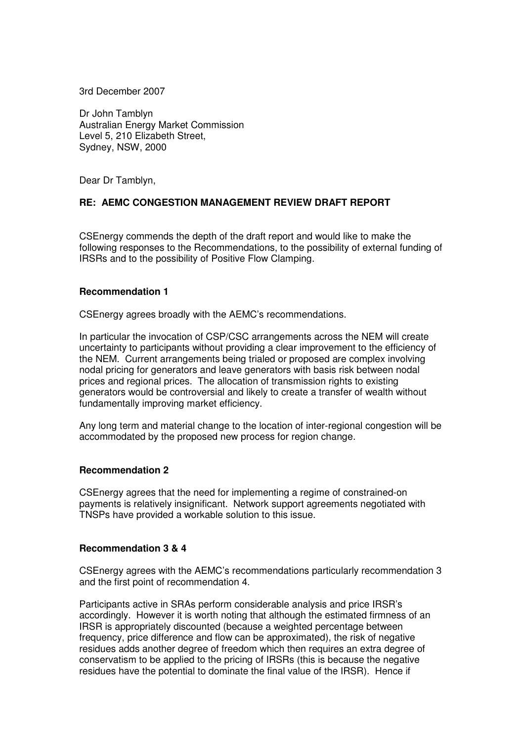3rd December 2007

Dr John Tamblyn
Australian Energy Market Commission
Level 5, 210 Elizabeth Street,
Sydney, NSW, 2000

Dear Dr Tamblyn,

**RE: AEMC CONGESTION MANAGEMENT REVIEW DRAFT REPORT**

CSEnergy commends the depth of the draft report and would like to make the following responses to the Recommendations, to the possibility of external funding of IRSRs and to the possibility of Positive Flow Clamping.

**Recommendation 1**

CSEnergy agrees broadly with the AEMC's recommendations.

In particular the invocation of CSP/CSC arrangements across the NEM will create uncertainty to participants without providing a clear improvement to the efficiency of the NEM. Current arrangements being trialed or proposed are complex involving nodal pricing for generators and leave generators with basis risk between nodal prices and regional prices. The allocation of transmission rights to existing generators would be controversial and likely to create a transfer of wealth without fundamentally improving market efficiency.

Any long term and material change to the location of inter-regional congestion will be accommodated by the proposed new process for region change.

**Recommendation 2**

CSEnergy agrees that the need for implementing a regime of constrained-on payments is relatively insignificant. Network support agreements negotiated with TNSPs have provided a workable solution to this issue.

**Recommendation 3 & 4**

CSEnergy agrees with the AEMC's recommendations particularly recommendation 3 and the first point of recommendation 4.

Participants active in SRAs perform considerable analysis and price IRSR's accordingly. However it is worth noting that although the estimated firmness of an IRSR is appropriately discounted (because a weighted percentage between frequency, price difference and flow can be approximated), the risk of negative residues adds another degree of freedom which then requires an extra degree of conservatism to be applied to the pricing of IRSRs (this is because the negative residues have the potential to dominate the final value of the IRSR). Hence if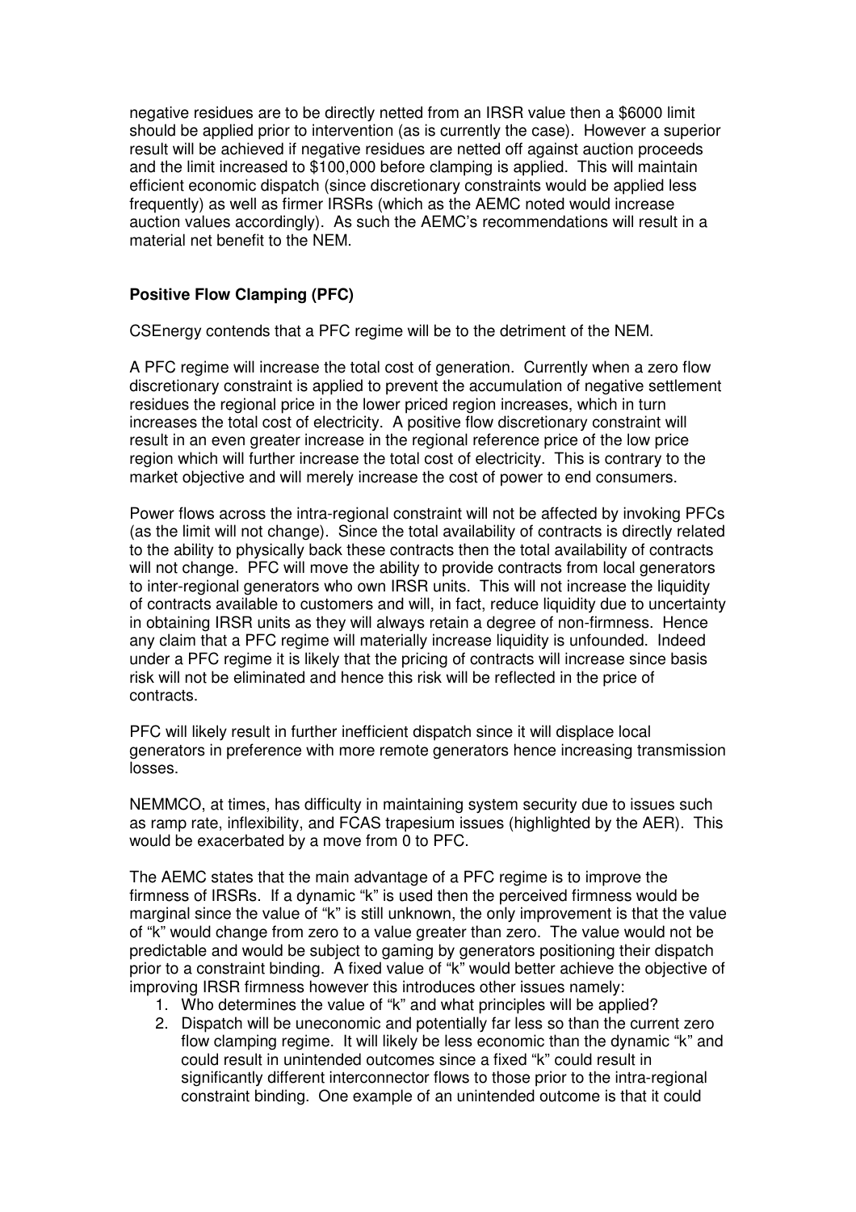negative residues are to be directly netted from an IRSR value then a $6000 limit should be applied prior to intervention (as is currently the case). However a superior result will be achieved if negative residues are netted off against auction proceeds and the limit increased to $100,000 before clamping is applied. This will maintain efficient economic dispatch (since discretionary constraints would be applied less frequently) as well as firmer IRSRs (which as the AEMC noted would increase auction values accordingly). As such the AEMC's recommendations will result in a material net benefit to the NEM.

**Positive Flow Clamping (PFC)**

CSEnergy contends that a PFC regime will be to the detriment of the NEM.

A PFC regime will increase the total cost of generation. Currently when a zero flow discretionary constraint is applied to prevent the accumulation of negative settlement residues the regional price in the lower priced region increases, which in turn increases the total cost of electricity. A positive flow discretionary constraint will result in an even greater increase in the regional reference price of the low price region which will further increase the total cost of electricity. This is contrary to the market objective and will merely increase the cost of power to end consumers.

Power flows across the intra-regional constraint will not be affected by invoking PFCs (as the limit will not change). Since the total availability of contracts is directly related to the ability to physically back these contracts then the total availability of contracts will not change. PFC will move the ability to provide contracts from local generators to inter-regional generators who own IRSR units. This will not increase the liquidity of contracts available to customers and will, in fact, reduce liquidity due to uncertainty in obtaining IRSR units as they will always retain a degree of non-firmness. Hence any claim that a PFC regime will materially increase liquidity is unfounded. Indeed under a PFC regime it is likely that the pricing of contracts will increase since basis risk will not be eliminated and hence this risk will be reflected in the price of contracts.

PFC will likely result in further inefficient dispatch since it will displace local generators in preference with more remote generators hence increasing transmission losses.

NEMMCO, at times, has difficulty in maintaining system security due to issues such as ramp rate, inflexibility, and FCAS trapesium issues (highlighted by the AER). This would be exacerbated by a move from 0 to PFC.

The AEMC states that the main advantage of a PFC regime is to improve the firmness of IRSRs. If a dynamic "k" is used then the perceived firmness would be marginal since the value of "k" is still unknown, the only improvement is that the value of "k" would change from zero to a value greater than zero. The value would not be predictable and would be subject to gaming by generators positioning their dispatch prior to a constraint binding. A fixed value of "k" would better achieve the objective of improving IRSR firmness however this introduces other issues namely:

1. Who determines the value of "k" and what principles will be applied?
2. Dispatch will be uneconomic and potentially far less so than the current zero flow clamping regime. It will likely be less economic than the dynamic "k" and could result in unintended outcomes since a fixed "k" could result in significantly different interconnector flows to those prior to the intra-regional constraint binding. One example of an unintended outcome is that it could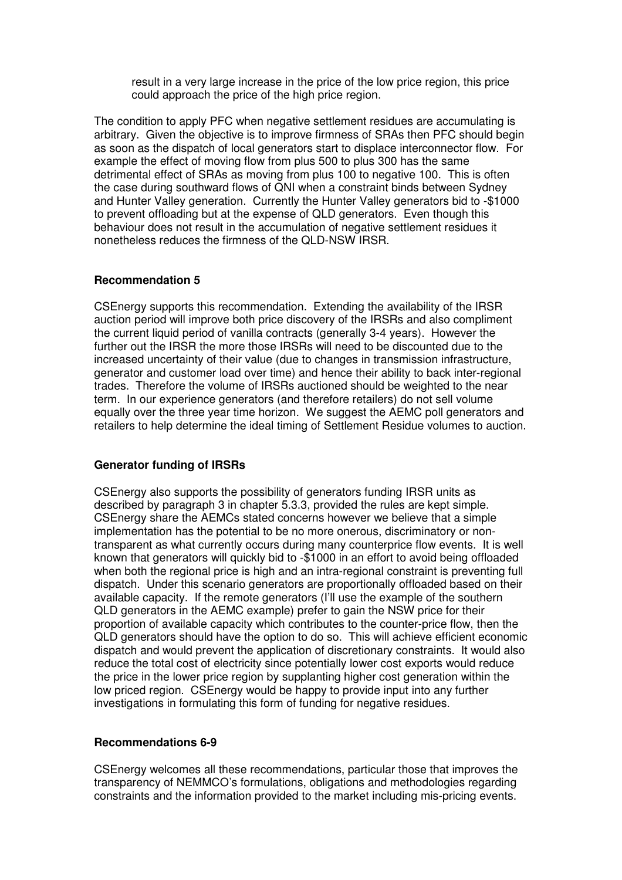result in a very large increase in the price of the low price region, this price could approach the price of the high price region.

The condition to apply PFC when negative settlement residues are accumulating is arbitrary. Given the objective is to improve firmness of SRAs then PFC should begin as soon as the dispatch of local generators start to displace interconnector flow. For example the effect of moving flow from plus 500 to plus 300 has the same detrimental effect of SRAs as moving from plus 100 to negative 100. This is often the case during southward flows of QNI when a constraint binds between Sydney and Hunter Valley generation. Currently the Hunter Valley generators bid to -$1000 to prevent offloading but at the expense of QLD generators. Even though this behaviour does not result in the accumulation of negative settlement residues it nonetheless reduces the firmness of the QLD-NSW IRSR.

**Recommendation 5**

CSEnergy supports this recommendation. Extending the availability of the IRSR auction period will improve both price discovery of the IRSRs and also compliment the current liquid period of vanilla contracts (generally 3-4 years). However the further out the IRSR the more those IRSRs will need to be discounted due to the increased uncertainty of their value (due to changes in transmission infrastructure, generator and customer load over time) and hence their ability to back inter-regional trades. Therefore the volume of IRSRs auctioned should be weighted to the near term. In our experience generators (and therefore retailers) do not sell volume equally over the three year time horizon. We suggest the AEMC poll generators and retailers to help determine the ideal timing of Settlement Residue volumes to auction.

**Generator funding of IRSRs**

CSEnergy also supports the possibility of generators funding IRSR units as described by paragraph 3 in chapter 5.3.3, provided the rules are kept simple. CSEnergy share the AEMCs stated concerns however we believe that a simple implementation has the potential to be no more onerous, discriminatory or non-transparent as what currently occurs during many counterprice flow events. It is well known that generators will quickly bid to -$1000 in an effort to avoid being offloaded when both the regional price is high and an intra-regional constraint is preventing full dispatch. Under this scenario generators are proportionally offloaded based on their available capacity. If the remote generators (I'll use the example of the southern QLD generators in the AEMC example) prefer to gain the NSW price for their proportion of available capacity which contributes to the counter-price flow, then the QLD generators should have the option to do so. This will achieve efficient economic dispatch and would prevent the application of discretionary constraints. It would also reduce the total cost of electricity since potentially lower cost exports would reduce the price in the lower price region by supplanting higher cost generation within the low priced region. CSEnergy would be happy to provide input into any further investigations in formulating this form of funding for negative residues.

**Recommendations 6-9**

CSEnergy welcomes all these recommendations, particular those that improves the transparency of NEMMCO's formulations, obligations and methodologies regarding constraints and the information provided to the market including mis-pricing events.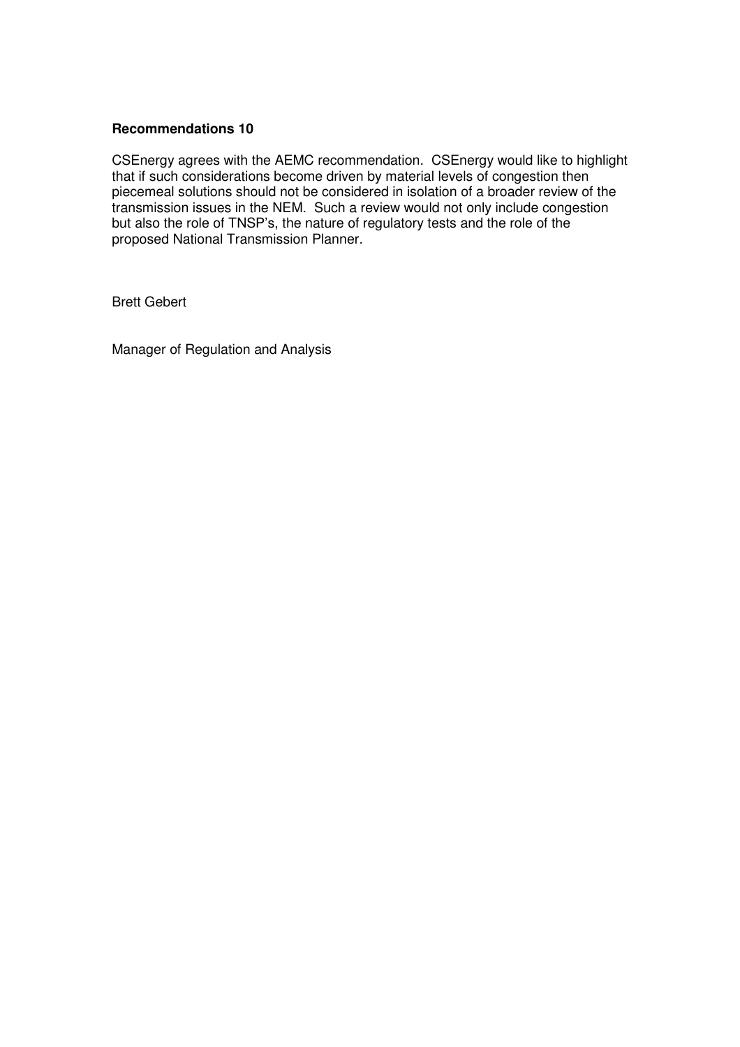**Recommendations 10**

CSEnergy agrees with the AEMC recommendation. CSEnergy would like to highlight that if such considerations become driven by material levels of congestion then piecemeal solutions should not be considered in isolation of a broader review of the transmission issues in the NEM. Such a review would not only include congestion but also the role of TNSP's, the nature of regulatory tests and the role of the proposed National Transmission Planner.

Brett Gebert

Manager of Regulation and Analysis